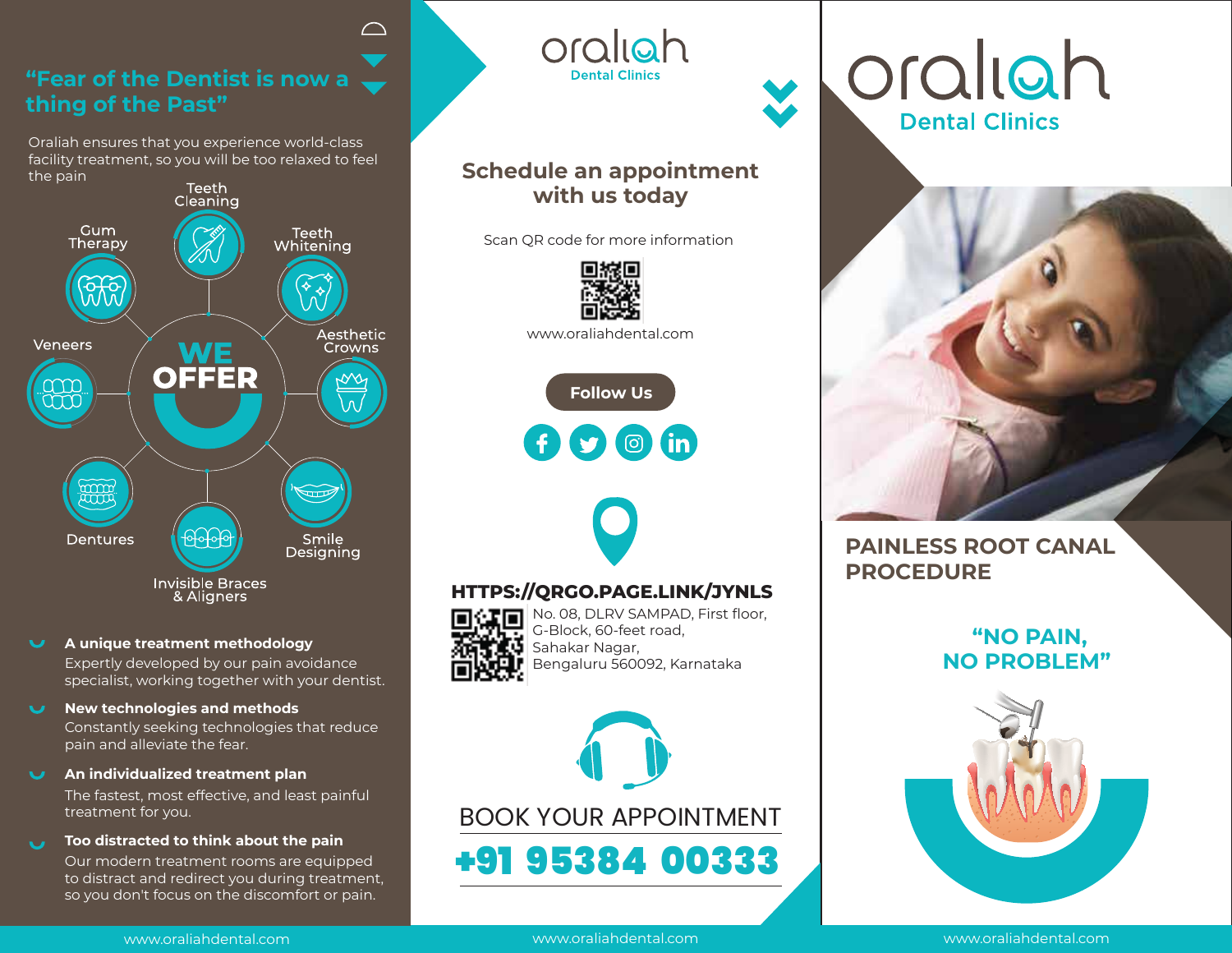## "Fear of the Dentist is now a thing of the Past"

Oraliah ensures that you experience world-class facility treatment, so you will be too relaxed to feel the pain

### WE OFFER

- Teeth Cleaning
- Teeth Whitening
- Aesthetic Crowns
- Smile Designing
- Invisible Braces & Aligners
- Dentures
- Veneers
- Gum Therapy

**A unique treatment methodology**
Expertly developed by our pain avoidance specialist, working together with your dentist.

**New technologies and methods**
Constantly seeking technologies that reduce pain and alleviate the fear.

**An individualized treatment plan**
The fastest, most effective, and least painful treatment for you.

**Too distracted to think about the pain**
Our modern treatment rooms are equipped to distract and redirect you during treatment, so you don't focus on the discomfort or pain.

oraliah
Dental Clinics

## Schedule an appointment with us today

Scan QR code for more information

www.oraliahdental.com

**Follow Us**

**HTTPS://QRGO.PAGE.LINK/JYNLS**

No. 08, DLRV SAMPAD, First floor,
G-Block, 60-feet road,
Sahakar Nagar,
Bengaluru 560092, Karnataka

BOOK YOUR APPOINTMENT

**+91 95384 00333**

# oraliah
## Dental Clinics

## PAINLESS ROOT CANAL PROCEDURE

**"NO PAIN, NO PROBLEM"**

www.oraliahdental.com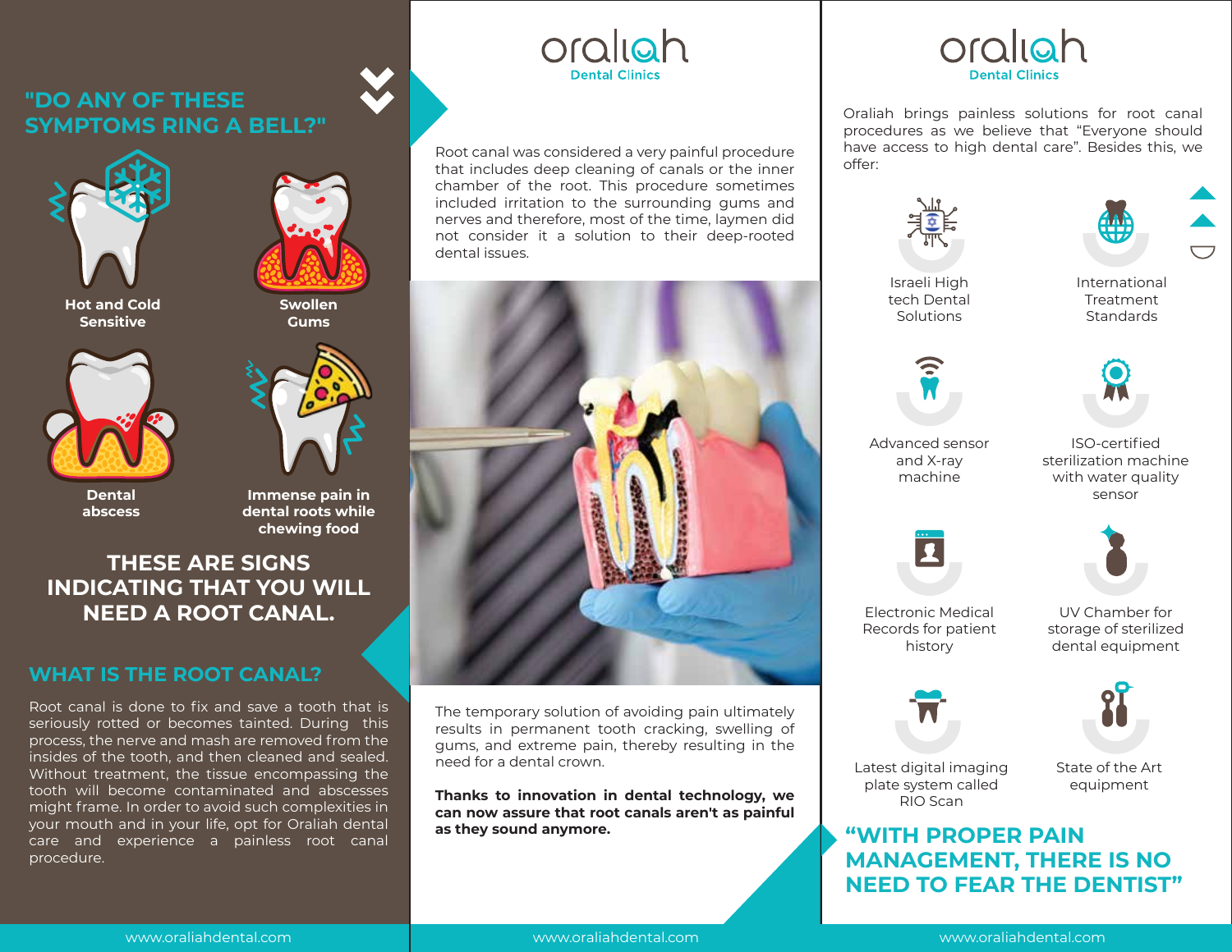## "DO ANY OF THESE SYMPTOMS RING A BELL?"

**Hot and Cold Sensitive**

**Swollen Gums**

**Dental abscess**

**Immense pain in dental roots while chewing food**

## THESE ARE SIGNS INDICATING THAT YOU WILL NEED A ROOT CANAL.

## WHAT IS THE ROOT CANAL?

Root canal is done to fix and save a tooth that is seriously rotted or becomes tainted. During this process, the nerve and mash are removed from the insides of the tooth, and then cleaned and sealed. Without treatment, the tissue encompassing the tooth will become contaminated and abscesses might frame. In order to avoid such complexities in your mouth and in your life, opt for Oraliah dental care and experience a painless root canal procedure.

www.oraliahdental.com

# oraliah
Dental Clinics

Root canal was considered a very painful procedure that includes deep cleaning of canals or the inner chamber of the root. This procedure sometimes included irritation to the surrounding gums and nerves and therefore, most of the time, laymen did not consider it a solution to their deep-rooted dental issues.

The temporary solution of avoiding pain ultimately results in permanent tooth cracking, swelling of gums, and extreme pain, thereby resulting in the need for a dental crown.

**Thanks to innovation in dental technology, we can now assure that root canals aren't as painful as they sound anymore.**

www.oraliahdental.com

# oraliah
Dental Clinics

Oraliah brings painless solutions for root canal procedures as we believe that “Everyone should have access to high dental care”. Besides this, we offer:

- Israeli High tech Dental Solutions
- International Treatment Standards
- Advanced sensor and X-ray machine
- ISO-certified sterilization machine with water quality sensor
- Electronic Medical Records for patient history
- UV Chamber for storage of sterilized dental equipment
- Latest digital imaging plate system called RIO Scan
- State of the Art equipment

## “WITH PROPER PAIN MANAGEMENT, THERE IS NO NEED TO FEAR THE DENTIST”

www.oraliahdental.com